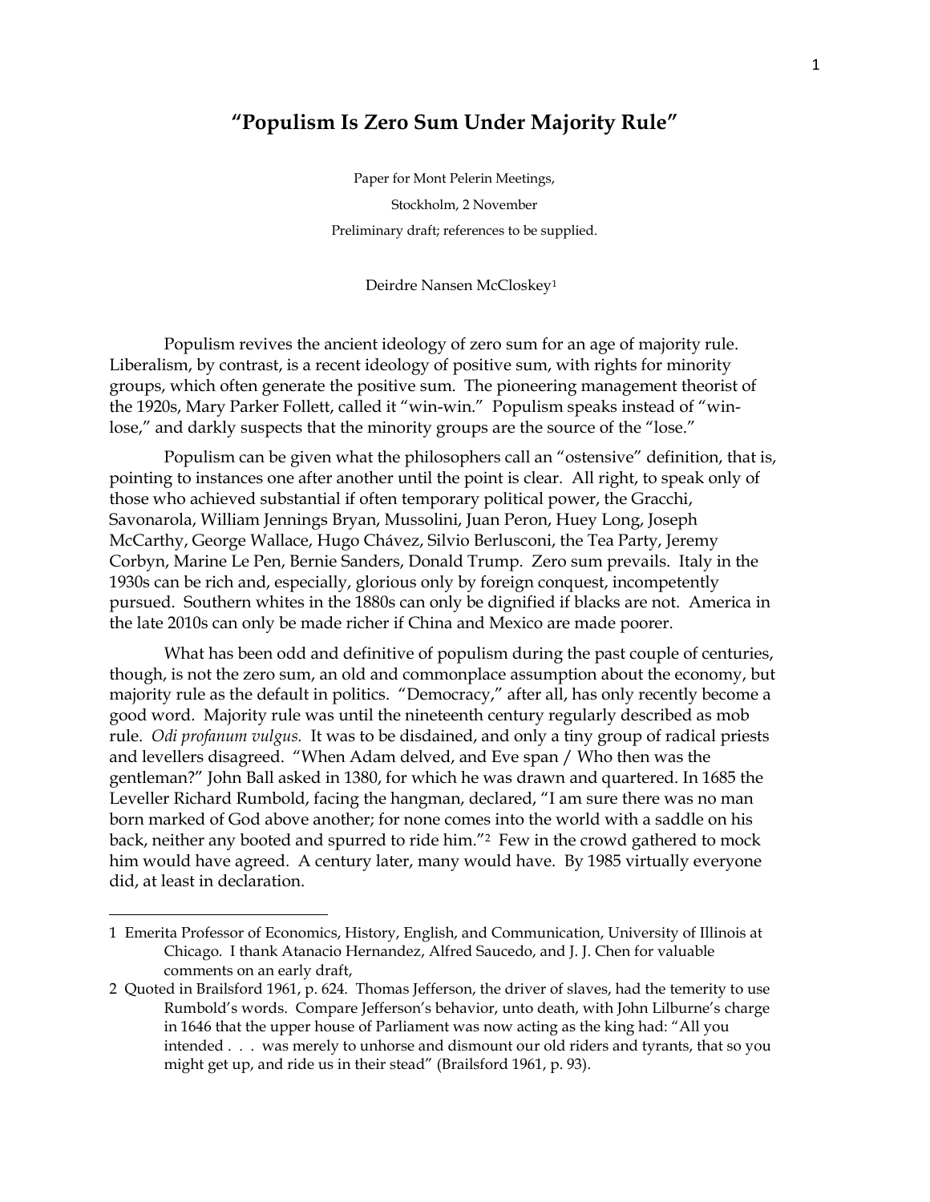# "Populism Is Zero Sum Under Majority Rule"

Paper for Mont Pelerin Meetings,

Stockholm, 2 November

Preliminary draft; references to be supplied.

Deirdre Nansen McCloskey[1]

Populism revives the ancient ideology of zero sum for an age of majority rule. Liberalism, by contrast, is a recent ideology of positive sum, with rights for minority groups, which often generate the positive sum. The pioneering management theorist of the 1920s, Mary Parker Follett, called it "win-win." Populism speaks instead of "win-lose," and darkly suspects that the minority groups are the source of the "lose."

Populism can be given what the philosophers call an "ostensive" definition, that is, pointing to instances one after another until the point is clear. All right, to speak only of those who achieved substantial if often temporary political power, the Gracchi, Savonarola, William Jennings Bryan, Mussolini, Juan Peron, Huey Long, Joseph McCarthy, George Wallace, Hugo Chávez, Silvio Berlusconi, the Tea Party, Jeremy Corbyn, Marine Le Pen, Bernie Sanders, Donald Trump. Zero sum prevails. Italy in the 1930s can be rich and, especially, glorious only by foreign conquest, incompetently pursued. Southern whites in the 1880s can only be dignified if blacks are not. America in the late 2010s can only be made richer if China and Mexico are made poorer.

What has been odd and definitive of populism during the past couple of centuries, though, is not the zero sum, an old and commonplace assumption about the economy, but majority rule as the default in politics. "Democracy," after all, has only recently become a good word. Majority rule was until the nineteenth century regularly described as mob rule. *Odi profanum vulgus.* It was to be disdained, and only a tiny group of radical priests and levellers disagreed. "When Adam delved, and Eve span / Who then was the gentleman?" John Ball asked in 1380, for which he was drawn and quartered. In 1685 the Leveller Richard Rumbold, facing the hangman, declared, "I am sure there was no man born marked of God above another; for none comes into the world with a saddle on his back, neither any booted and spurred to ride him."[2] Few in the crowd gathered to mock him would have agreed. A century later, many would have. By 1985 virtually everyone did, at least in declaration.

---

1 Emerita Professor of Economics, History, English, and Communication, University of Illinois at Chicago. I thank Atanacio Hernandez, Alfred Saucedo, and J. J. Chen for valuable comments on an early draft,

2 Quoted in Brailsford 1961, p. 624. Thomas Jefferson, the driver of slaves, had the temerity to use Rumbold's words. Compare Jefferson's behavior, unto death, with John Lilburne's charge in 1646 that the upper house of Parliament was now acting as the king had: "All you intended . . . was merely to unhorse and dismount our old riders and tyrants, that so you might get up, and ride us in their stead" (Brailsford 1961, p. 93).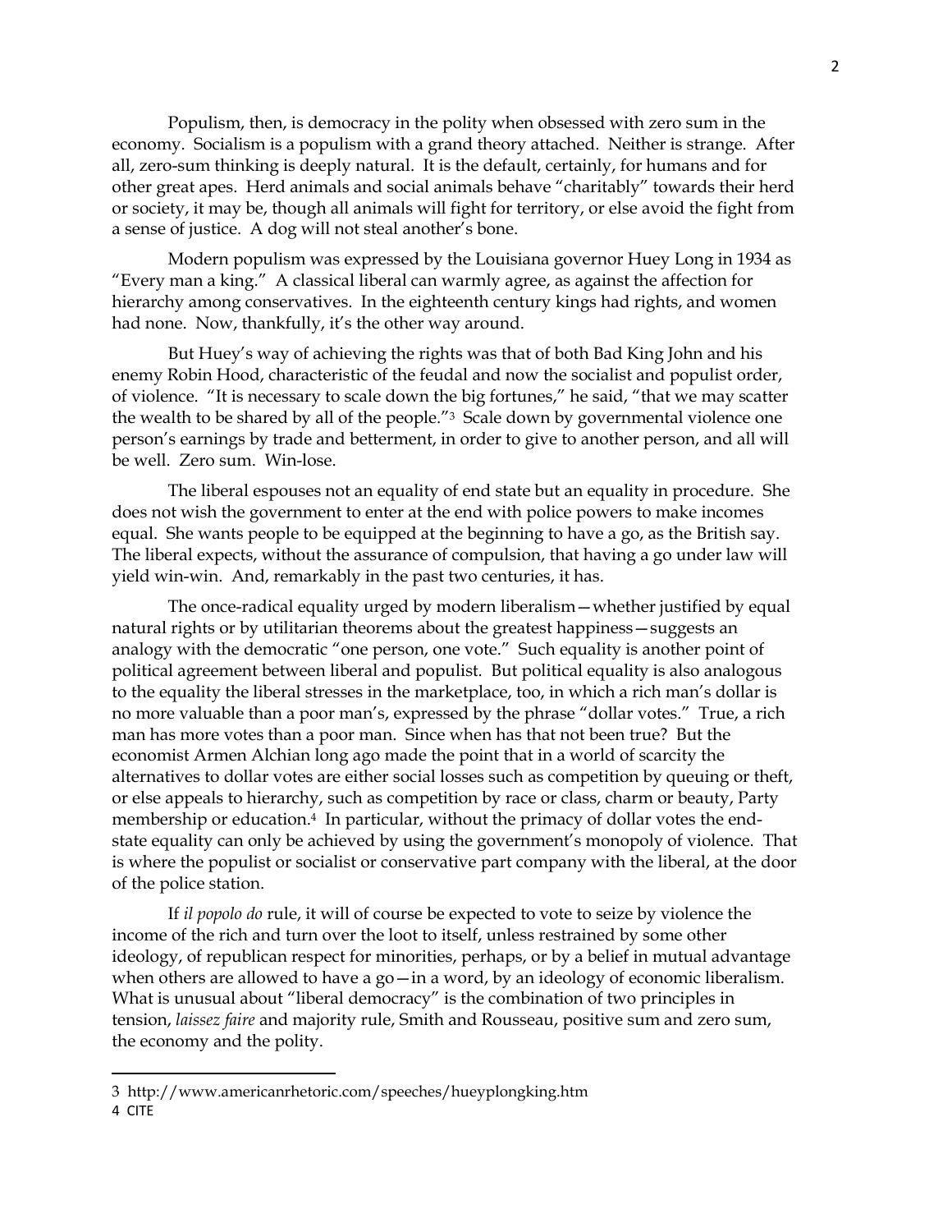Populism, then, is democracy in the polity when obsessed with zero sum in the economy. Socialism is a populism with a grand theory attached. Neither is strange. After all, zero-sum thinking is deeply natural. It is the default, certainly, for humans and for other great apes. Herd animals and social animals behave "charitably" towards their herd or society, it may be, though all animals will fight for territory, or else avoid the fight from a sense of justice. A dog will not steal another's bone.

Modern populism was expressed by the Louisiana governor Huey Long in 1934 as "Every man a king." A classical liberal can warmly agree, as against the affection for hierarchy among conservatives. In the eighteenth century kings had rights, and women had none. Now, thankfully, it's the other way around.

But Huey's way of achieving the rights was that of both Bad King John and his enemy Robin Hood, characteristic of the feudal and now the socialist and populist order, of violence. "It is necessary to scale down the big fortunes," he said, "that we may scatter the wealth to be shared by all of the people."[3] Scale down by governmental violence one person's earnings by trade and betterment, in order to give to another person, and all will be well. Zero sum. Win-lose.

The liberal espouses not an equality of end state but an equality in procedure. She does not wish the government to enter at the end with police powers to make incomes equal. She wants people to be equipped at the beginning to have a go, as the British say. The liberal expects, without the assurance of compulsion, that having a go under law will yield win-win. And, remarkably in the past two centuries, it has.

The once-radical equality urged by modern liberalism—whether justified by equal natural rights or by utilitarian theorems about the greatest happiness—suggests an analogy with the democratic "one person, one vote." Such equality is another point of political agreement between liberal and populist. But political equality is also analogous to the equality the liberal stresses in the marketplace, too, in which a rich man's dollar is no more valuable than a poor man's, expressed by the phrase "dollar votes." True, a rich man has more votes than a poor man. Since when has that not been true? But the economist Armen Alchian long ago made the point that in a world of scarcity the alternatives to dollar votes are either social losses such as competition by queuing or theft, or else appeals to hierarchy, such as competition by race or class, charm or beauty, Party membership or education.[4] In particular, without the primacy of dollar votes the end-state equality can only be achieved by using the government's monopoly of violence. That is where the populist or socialist or conservative part company with the liberal, at the door of the police station.

If *il popolo do* rule, it will of course be expected to vote to seize by violence the income of the rich and turn over the loot to itself, unless restrained by some other ideology, of republican respect for minorities, perhaps, or by a belief in mutual advantage when others are allowed to have a go—in a word, by an ideology of economic liberalism. What is unusual about "liberal democracy" is the combination of two principles in tension, *laissez faire* and majority rule, Smith and Rousseau, positive sum and zero sum, the economy and the polity.

---

3 http://www.americanrhetoric.com/speeches/hueyplongking.htm

4 CITE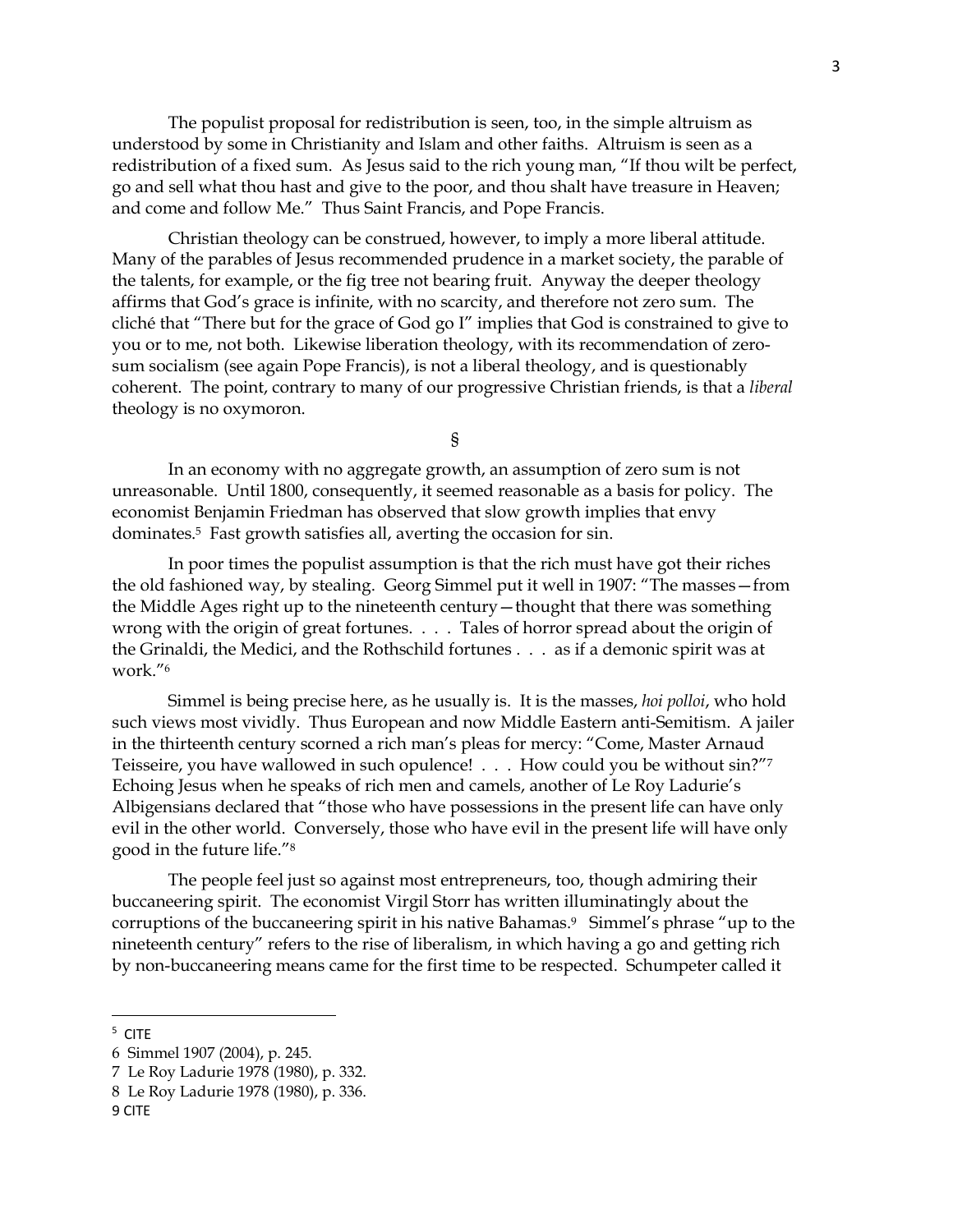The populist proposal for redistribution is seen, too, in the simple altruism as understood by some in Christianity and Islam and other faiths. Altruism is seen as a redistribution of a fixed sum. As Jesus said to the rich young man, "If thou wilt be perfect, go and sell what thou hast and give to the poor, and thou shalt have treasure in Heaven; and come and follow Me." Thus Saint Francis, and Pope Francis.

Christian theology can be construed, however, to imply a more liberal attitude. Many of the parables of Jesus recommended prudence in a market society, the parable of the talents, for example, or the fig tree not bearing fruit. Anyway the deeper theology affirms that God's grace is infinite, with no scarcity, and therefore not zero sum. The cliché that "There but for the grace of God go I" implies that God is constrained to give to you or to me, not both. Likewise liberation theology, with its recommendation of zero-sum socialism (see again Pope Francis), is not a liberal theology, and is questionably coherent. The point, contrary to many of our progressive Christian friends, is that a *liberal* theology is no oxymoron.

§

In an economy with no aggregate growth, an assumption of zero sum is not unreasonable. Until 1800, consequently, it seemed reasonable as a basis for policy. The economist Benjamin Friedman has observed that slow growth implies that envy dominates.[5] Fast growth satisfies all, averting the occasion for sin.

In poor times the populist assumption is that the rich must have got their riches the old fashioned way, by stealing. Georg Simmel put it well in 1907: "The masses—from the Middle Ages right up to the nineteenth century—thought that there was something wrong with the origin of great fortunes. . . . Tales of horror spread about the origin of the Grinaldi, the Medici, and the Rothschild fortunes . . . as if a demonic spirit was at work."[6]

Simmel is being precise here, as he usually is. It is the masses, *hoi polloi*, who hold such views most vividly. Thus European and now Middle Eastern anti-Semitism. A jailer in the thirteenth century scorned a rich man's pleas for mercy: "Come, Master Arnaud Teisseire, you have wallowed in such opulence! . . . How could you be without sin?"[7] Echoing Jesus when he speaks of rich men and camels, another of Le Roy Ladurie's Albigensians declared that "those who have possessions in the present life can have only evil in the other world. Conversely, those who have evil in the present life will have only good in the future life."[8]

The people feel just so against most entrepreneurs, too, though admiring their buccaneering spirit. The economist Virgil Storr has written illuminatingly about the corruptions of the buccaneering spirit in his native Bahamas.[9] Simmel's phrase "up to the nineteenth century" refers to the rise of liberalism, in which having a go and getting rich by non-buccaneering means came for the first time to be respected. Schumpeter called it

---

[5] CITE

[6] Simmel 1907 (2004), p. 245.

[7] Le Roy Ladurie 1978 (1980), p. 332.

[8] Le Roy Ladurie 1978 (1980), p. 336.

[9] CITE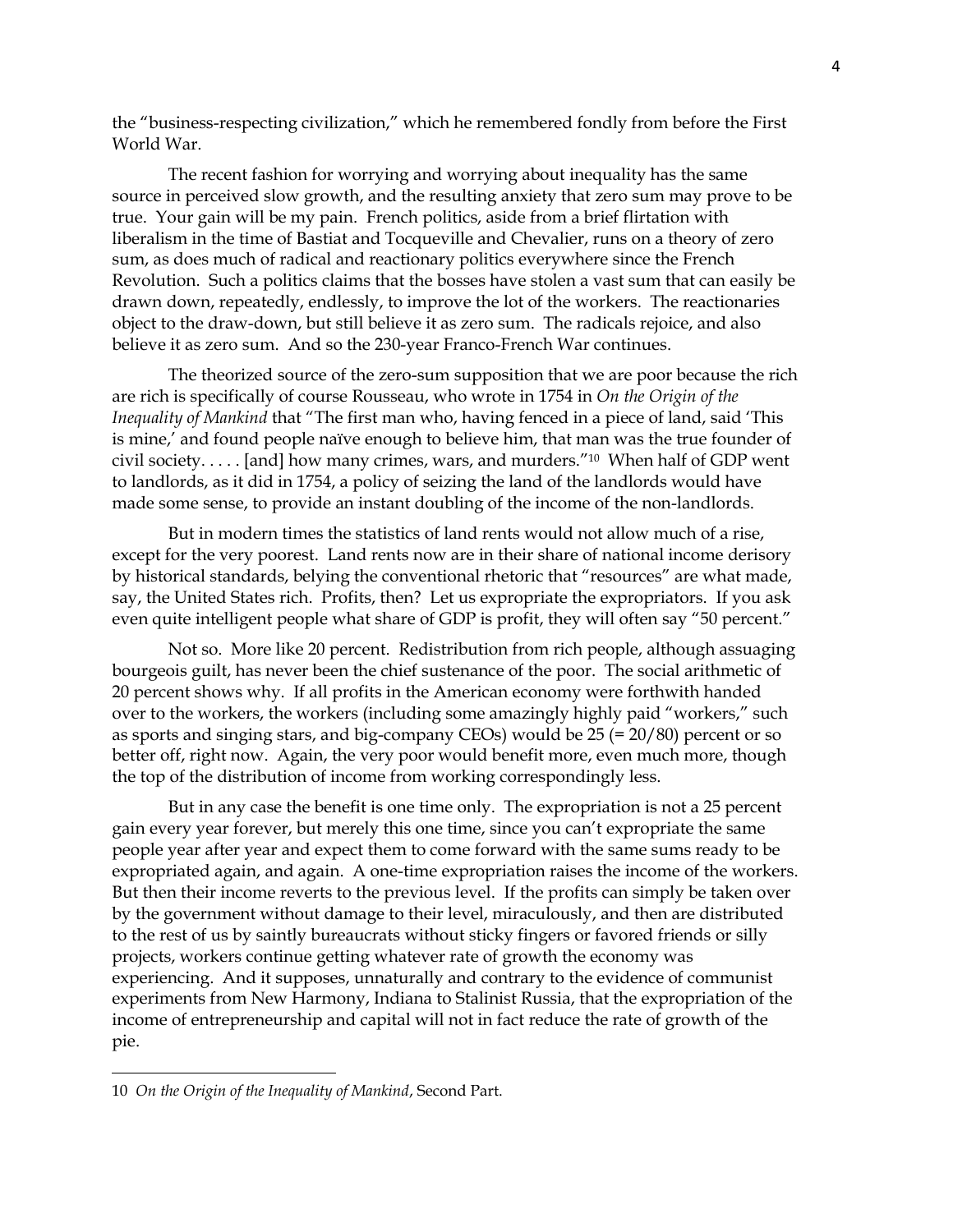the "business-respecting civilization," which he remembered fondly from before the First World War.

The recent fashion for worrying and worrying about inequality has the same source in perceived slow growth, and the resulting anxiety that zero sum may prove to be true. Your gain will be my pain. French politics, aside from a brief flirtation with liberalism in the time of Bastiat and Tocqueville and Chevalier, runs on a theory of zero sum, as does much of radical and reactionary politics everywhere since the French Revolution. Such a politics claims that the bosses have stolen a vast sum that can easily be drawn down, repeatedly, endlessly, to improve the lot of the workers. The reactionaries object to the draw-down, but still believe it as zero sum. The radicals rejoice, and also believe it as zero sum. And so the 230-year Franco-French War continues.

The theorized source of the zero-sum supposition that we are poor because the rich are rich is specifically of course Rousseau, who wrote in 1754 in *On the Origin of the Inequality of Mankind* that "The first man who, having fenced in a piece of land, said 'This is mine,' and found people naïve enough to believe him, that man was the true founder of civil society. . . . . [and] how many crimes, wars, and murders."[10] When half of GDP went to landlords, as it did in 1754, a policy of seizing the land of the landlords would have made some sense, to provide an instant doubling of the income of the non-landlords.

But in modern times the statistics of land rents would not allow much of a rise, except for the very poorest. Land rents now are in their share of national income derisory by historical standards, belying the conventional rhetoric that "resources" are what made, say, the United States rich. Profits, then? Let us expropriate the expropriators. If you ask even quite intelligent people what share of GDP is profit, they will often say "50 percent."

Not so. More like 20 percent. Redistribution from rich people, although assuaging bourgeois guilt, has never been the chief sustenance of the poor. The social arithmetic of 20 percent shows why. If all profits in the American economy were forthwith handed over to the workers, the workers (including some amazingly highly paid "workers," such as sports and singing stars, and big-company CEOs) would be 25 (= 20/80) percent or so better off, right now. Again, the very poor would benefit more, even much more, though the top of the distribution of income from working correspondingly less.

But in any case the benefit is one time only. The expropriation is not a 25 percent gain every year forever, but merely this one time, since you can't expropriate the same people year after year and expect them to come forward with the same sums ready to be expropriated again, and again. A one-time expropriation raises the income of the workers. But then their income reverts to the previous level. If the profits can simply be taken over by the government without damage to their level, miraculously, and then are distributed to the rest of us by saintly bureaucrats without sticky fingers or favored friends or silly projects, workers continue getting whatever rate of growth the economy was experiencing. And it supposes, unnaturally and contrary to the evidence of communist experiments from New Harmony, Indiana to Stalinist Russia, that the expropriation of the income of entrepreneurship and capital will not in fact reduce the rate of growth of the pie.

---

10 *On the Origin of the Inequality of Mankind*, Second Part.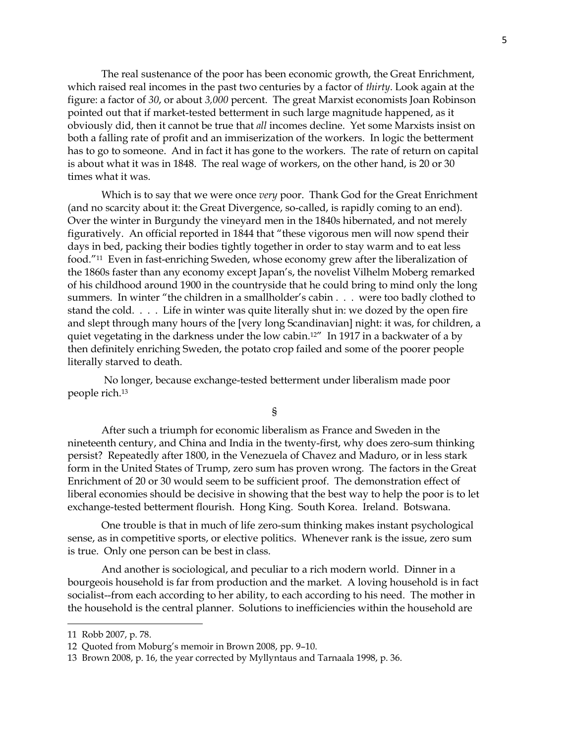The real sustenance of the poor has been economic growth, the Great Enrichment, which raised real incomes in the past two centuries by a factor of *thirty*. Look again at the figure: a factor of *30*, or about *3,000* percent. The great Marxist economists Joan Robinson pointed out that if market-tested betterment in such large magnitude happened, as it obviously did, then it cannot be true that *all* incomes decline. Yet some Marxists insist on both a falling rate of profit and an immiserization of the workers. In logic the betterment has to go to someone. And in fact it has gone to the workers. The rate of return on capital is about what it was in 1848. The real wage of workers, on the other hand, is 20 or 30 times what it was.

Which is to say that we were once *very* poor. Thank God for the Great Enrichment (and no scarcity about it: the Great Divergence, so-called, is rapidly coming to an end). Over the winter in Burgundy the vineyard men in the 1840s hibernated, and not merely figuratively. An official reported in 1844 that "these vigorous men will now spend their days in bed, packing their bodies tightly together in order to stay warm and to eat less food."[11] Even in fast-enriching Sweden, whose economy grew after the liberalization of the 1860s faster than any economy except Japan's, the novelist Vilhelm Moberg remarked of his childhood around 1900 in the countryside that he could bring to mind only the long summers. In winter "the children in a smallholder's cabin . . . were too badly clothed to stand the cold. . . . Life in winter was quite literally shut in: we dozed by the open fire and slept through many hours of the [very long Scandinavian] night: it was, for children, a quiet vegetating in the darkness under the low cabin.[12]" In 1917 in a backwater of a by then definitely enriching Sweden, the potato crop failed and some of the poorer people literally starved to death.

No longer, because exchange-tested betterment under liberalism made poor people rich.[13]

§

After such a triumph for economic liberalism as France and Sweden in the nineteenth century, and China and India in the twenty-first, why does zero-sum thinking persist? Repeatedly after 1800, in the Venezuela of Chavez and Maduro, or in less stark form in the United States of Trump, zero sum has proven wrong. The factors in the Great Enrichment of 20 or 30 would seem to be sufficient proof. The demonstration effect of liberal economies should be decisive in showing that the best way to help the poor is to let exchange-tested betterment flourish. Hong King. South Korea. Ireland. Botswana.

One trouble is that in much of life zero-sum thinking makes instant psychological sense, as in competitive sports, or elective politics. Whenever rank is the issue, zero sum is true. Only one person can be best in class.

And another is sociological, and peculiar to a rich modern world. Dinner in a bourgeois household is far from production and the market. A loving household is in fact socialist--from each according to her ability, to each according to his need. The mother in the household is the central planner. Solutions to inefficiencies within the household are

---

11 Robb 2007, p. 78.

12 Quoted from Moburg's memoir in Brown 2008, pp. 9–10.

13 Brown 2008, p. 16, the year corrected by Myllyntaus and Tarnaala 1998, p. 36.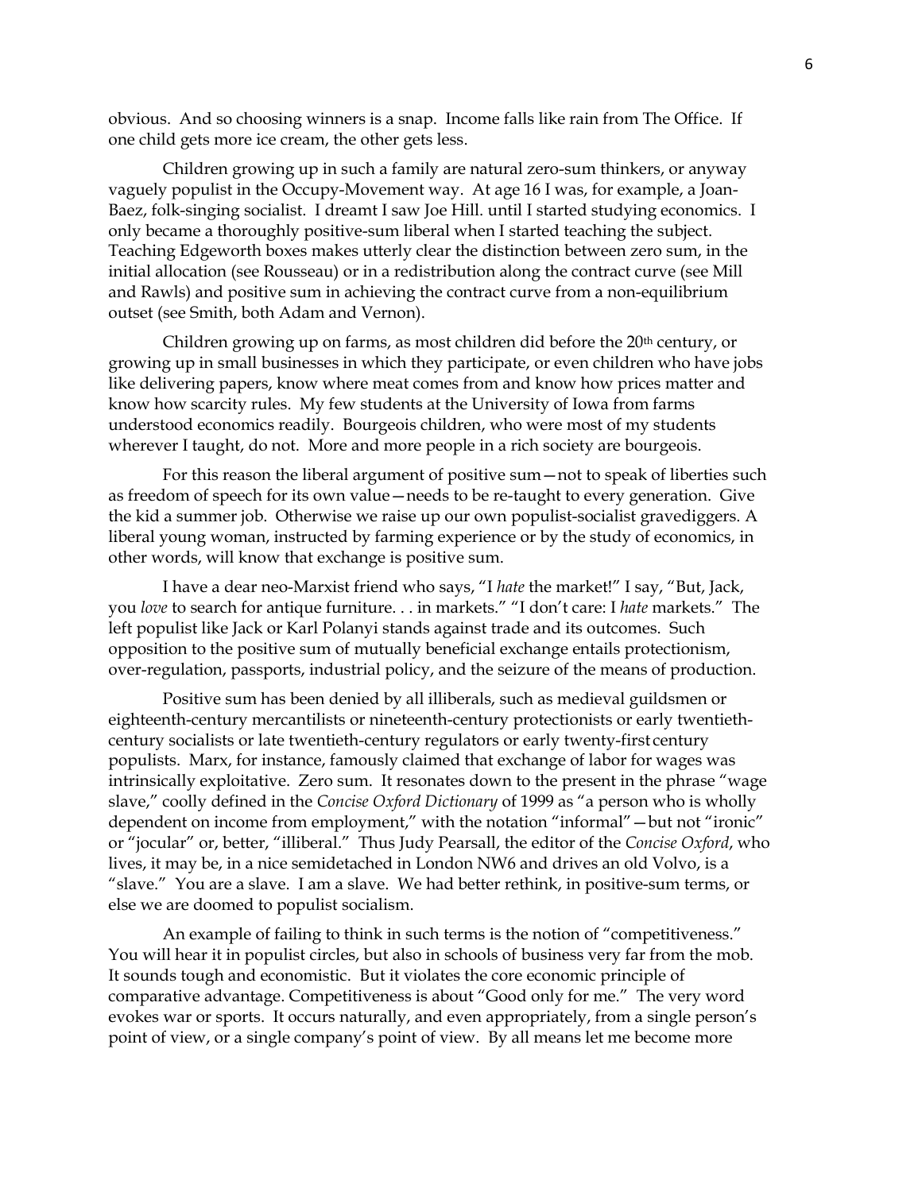obvious. And so choosing winners is a snap. Income falls like rain from The Office. If one child gets more ice cream, the other gets less.

Children growing up in such a family are natural zero-sum thinkers, or anyway vaguely populist in the Occupy-Movement way. At age 16 I was, for example, a Joan-Baez, folk-singing socialist. I dreamt I saw Joe Hill. until I started studying economics. I only became a thoroughly positive-sum liberal when I started teaching the subject. Teaching Edgeworth boxes makes utterly clear the distinction between zero sum, in the initial allocation (see Rousseau) or in a redistribution along the contract curve (see Mill and Rawls) and positive sum in achieving the contract curve from a non-equilibrium outset (see Smith, both Adam and Vernon).

Children growing up on farms, as most children did before the 20th century, or growing up in small businesses in which they participate, or even children who have jobs like delivering papers, know where meat comes from and know how prices matter and know how scarcity rules. My few students at the University of Iowa from farms understood economics readily. Bourgeois children, who were most of my students wherever I taught, do not. More and more people in a rich society are bourgeois.

For this reason the liberal argument of positive sum—not to speak of liberties such as freedom of speech for its own value—needs to be re-taught to every generation. Give the kid a summer job. Otherwise we raise up our own populist-socialist gravediggers. A liberal young woman, instructed by farming experience or by the study of economics, in other words, will know that exchange is positive sum.

I have a dear neo-Marxist friend who says, "I *hate* the market!" I say, "But, Jack, you *love* to search for antique furniture. . . in markets." "I don't care: I *hate* markets." The left populist like Jack or Karl Polanyi stands against trade and its outcomes. Such opposition to the positive sum of mutually beneficial exchange entails protectionism, over-regulation, passports, industrial policy, and the seizure of the means of production.

Positive sum has been denied by all illiberals, such as medieval guildsmen or eighteenth-century mercantilists or nineteenth-century protectionists or early twentieth-century socialists or late twentieth-century regulators or early twenty-first century populists. Marx, for instance, famously claimed that exchange of labor for wages was intrinsically exploitative. Zero sum. It resonates down to the present in the phrase "wage slave," coolly defined in the *Concise Oxford Dictionary* of 1999 as "a person who is wholly dependent on income from employment," with the notation "informal"—but not "ironic" or "jocular" or, better, "illiberal." Thus Judy Pearsall, the editor of the *Concise Oxford*, who lives, it may be, in a nice semidetached in London NW6 and drives an old Volvo, is a "slave." You are a slave. I am a slave. We had better rethink, in positive-sum terms, or else we are doomed to populist socialism.

An example of failing to think in such terms is the notion of "competitiveness." You will hear it in populist circles, but also in schools of business very far from the mob. It sounds tough and economistic. But it violates the core economic principle of comparative advantage. Competitiveness is about "Good only for me." The very word evokes war or sports. It occurs naturally, and even appropriately, from a single person's point of view, or a single company's point of view. By all means let me become more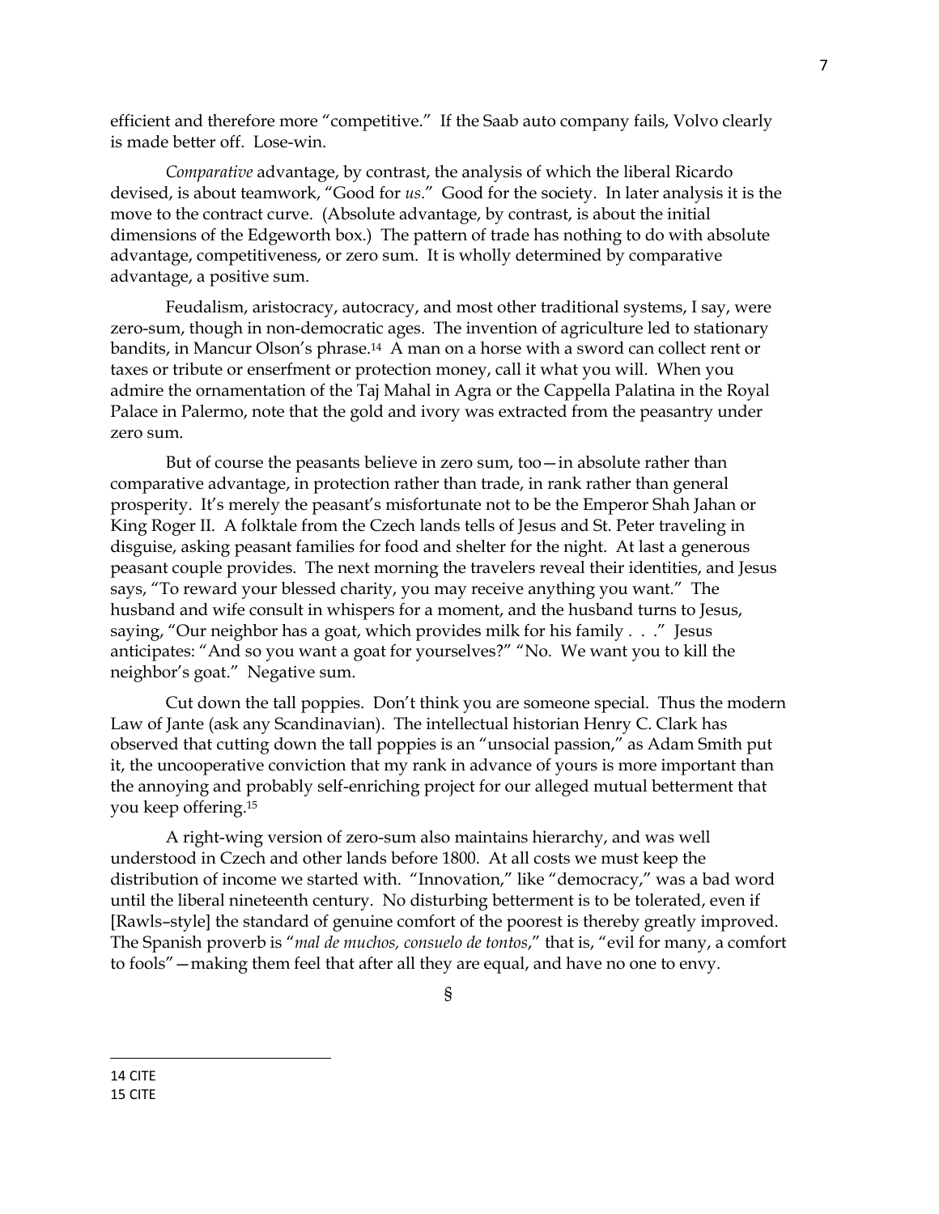efficient and therefore more "competitive." If the Saab auto company fails, Volvo clearly is made better off. Lose-win.

*Comparative* advantage, by contrast, the analysis of which the liberal Ricardo devised, is about teamwork, "Good for *us*." Good for the society. In later analysis it is the move to the contract curve. (Absolute advantage, by contrast, is about the initial dimensions of the Edgeworth box.) The pattern of trade has nothing to do with absolute advantage, competitiveness, or zero sum. It is wholly determined by comparative advantage, a positive sum.

Feudalism, aristocracy, autocracy, and most other traditional systems, I say, were zero-sum, though in non-democratic ages. The invention of agriculture led to stationary bandits, in Mancur Olson's phrase.[14] A man on a horse with a sword can collect rent or taxes or tribute or enserfment or protection money, call it what you will. When you admire the ornamentation of the Taj Mahal in Agra or the Cappella Palatina in the Royal Palace in Palermo, note that the gold and ivory was extracted from the peasantry under zero sum.

But of course the peasants believe in zero sum, too—in absolute rather than comparative advantage, in protection rather than trade, in rank rather than general prosperity. It's merely the peasant's misfortunate not to be the Emperor Shah Jahan or King Roger II. A folktale from the Czech lands tells of Jesus and St. Peter traveling in disguise, asking peasant families for food and shelter for the night. At last a generous peasant couple provides. The next morning the travelers reveal their identities, and Jesus says, "To reward your blessed charity, you may receive anything you want." The husband and wife consult in whispers for a moment, and the husband turns to Jesus, saying, "Our neighbor has a goat, which provides milk for his family . . ." Jesus anticipates: "And so you want a goat for yourselves?" "No. We want you to kill the neighbor's goat." Negative sum.

Cut down the tall poppies. Don't think you are someone special. Thus the modern Law of Jante (ask any Scandinavian). The intellectual historian Henry C. Clark has observed that cutting down the tall poppies is an "unsocial passion," as Adam Smith put it, the uncooperative conviction that my rank in advance of yours is more important than the annoying and probably self-enriching project for our alleged mutual betterment that you keep offering.[15]

A right-wing version of zero-sum also maintains hierarchy, and was well understood in Czech and other lands before 1800. At all costs we must keep the distribution of income we started with. "Innovation," like "democracy," was a bad word until the liberal nineteenth century. No disturbing betterment is to be tolerated, even if [Rawls–style] the standard of genuine comfort of the poorest is thereby greatly improved. The Spanish proverb is "*mal de muchos, consuelo de tontos*," that is, "evil for many, a comfort to fools"—making them feel that after all they are equal, and have no one to envy.

§

---

14 CITE
15 CITE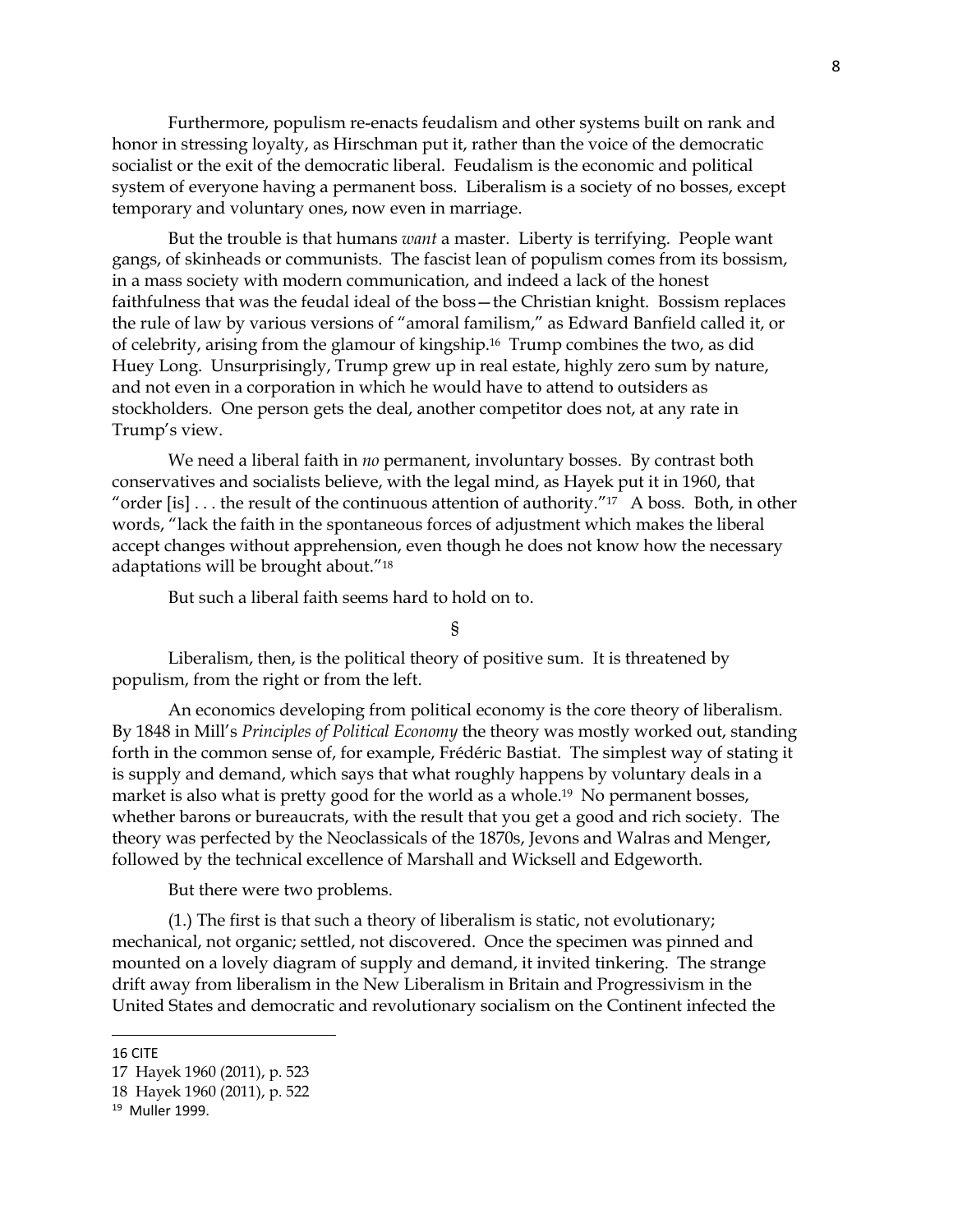Furthermore, populism re-enacts feudalism and other systems built on rank and honor in stressing loyalty, as Hirschman put it, rather than the voice of the democratic socialist or the exit of the democratic liberal. Feudalism is the economic and political system of everyone having a permanent boss. Liberalism is a society of no bosses, except temporary and voluntary ones, now even in marriage.

But the trouble is that humans *want* a master. Liberty is terrifying. People want gangs, of skinheads or communists. The fascist lean of populism comes from its bossism, in a mass society with modern communication, and indeed a lack of the honest faithfulness that was the feudal ideal of the boss—the Christian knight. Bossism replaces the rule of law by various versions of "amoral familism," as Edward Banfield called it, or of celebrity, arising from the glamour of kingship.[16] Trump combines the two, as did Huey Long. Unsurprisingly, Trump grew up in real estate, highly zero sum by nature, and not even in a corporation in which he would have to attend to outsiders as stockholders. One person gets the deal, another competitor does not, at any rate in Trump's view.

We need a liberal faith in *no* permanent, involuntary bosses. By contrast both conservatives and socialists believe, with the legal mind, as Hayek put it in 1960, that "order [is] . . . the result of the continuous attention of authority."[17] A boss. Both, in other words, "lack the faith in the spontaneous forces of adjustment which makes the liberal accept changes without apprehension, even though he does not know how the necessary adaptations will be brought about."[18]

But such a liberal faith seems hard to hold on to.

§

Liberalism, then, is the political theory of positive sum. It is threatened by populism, from the right or from the left.

An economics developing from political economy is the core theory of liberalism. By 1848 in Mill's *Principles of Political Economy* the theory was mostly worked out, standing forth in the common sense of, for example, Frédéric Bastiat. The simplest way of stating it is supply and demand, which says that what roughly happens by voluntary deals in a market is also what is pretty good for the world as a whole.[19] No permanent bosses, whether barons or bureaucrats, with the result that you get a good and rich society. The theory was perfected by the Neoclassicals of the 1870s, Jevons and Walras and Menger, followed by the technical excellence of Marshall and Wicksell and Edgeworth.

But there were two problems.

(1.) The first is that such a theory of liberalism is static, not evolutionary; mechanical, not organic; settled, not discovered. Once the specimen was pinned and mounted on a lovely diagram of supply and demand, it invited tinkering. The strange drift away from liberalism in the New Liberalism in Britain and Progressivism in the United States and democratic and revolutionary socialism on the Continent infected the

---

16 CITE

17 Hayek 1960 (2011), p. 523

18 Hayek 1960 (2011), p. 522

19 Muller 1999.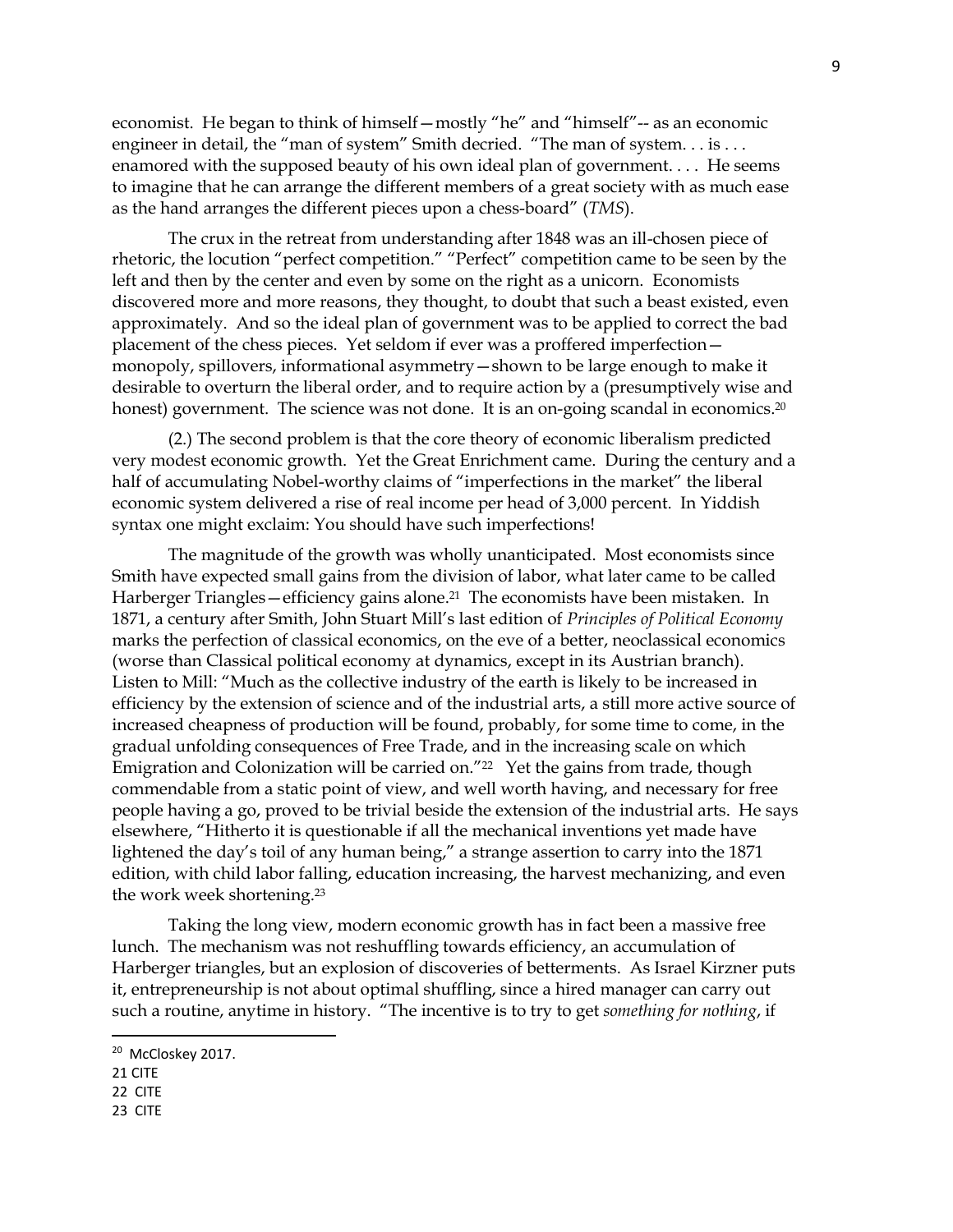economist. He began to think of himself—mostly "he" and "himself"-- as an economic engineer in detail, the "man of system" Smith decried. "The man of system. . . is . . . enamored with the supposed beauty of his own ideal plan of government. . . . He seems to imagine that he can arrange the different members of a great society with as much ease as the hand arranges the different pieces upon a chess-board" (*TMS*).

The crux in the retreat from understanding after 1848 was an ill-chosen piece of rhetoric, the locution "perfect competition." "Perfect" competition came to be seen by the left and then by the center and even by some on the right as a unicorn. Economists discovered more and more reasons, they thought, to doubt that such a beast existed, even approximately. And so the ideal plan of government was to be applied to correct the bad placement of the chess pieces. Yet seldom if ever was a proffered imperfection—monopoly, spillovers, informational asymmetry—shown to be large enough to make it desirable to overturn the liberal order, and to require action by a (presumptively wise and honest) government. The science was not done. It is an on-going scandal in economics.[20]

(2.) The second problem is that the core theory of economic liberalism predicted very modest economic growth. Yet the Great Enrichment came. During the century and a half of accumulating Nobel-worthy claims of "imperfections in the market" the liberal economic system delivered a rise of real income per head of 3,000 percent. In Yiddish syntax one might exclaim: You should have such imperfections!

The magnitude of the growth was wholly unanticipated. Most economists since Smith have expected small gains from the division of labor, what later came to be called Harberger Triangles—efficiency gains alone.[21] The economists have been mistaken. In 1871, a century after Smith, John Stuart Mill's last edition of *Principles of Political Economy* marks the perfection of classical economics, on the eve of a better, neoclassical economics (worse than Classical political economy at dynamics, except in its Austrian branch). Listen to Mill: "Much as the collective industry of the earth is likely to be increased in efficiency by the extension of science and of the industrial arts, a still more active source of increased cheapness of production will be found, probably, for some time to come, in the gradual unfolding consequences of Free Trade, and in the increasing scale on which Emigration and Colonization will be carried on."[22] Yet the gains from trade, though commendable from a static point of view, and well worth having, and necessary for free people having a go, proved to be trivial beside the extension of the industrial arts. He says elsewhere, "Hitherto it is questionable if all the mechanical inventions yet made have lightened the day's toil of any human being," a strange assertion to carry into the 1871 edition, with child labor falling, education increasing, the harvest mechanizing, and even the work week shortening.[23]

Taking the long view, modern economic growth has in fact been a massive free lunch. The mechanism was not reshuffling towards efficiency, an accumulation of Harberger triangles, but an explosion of discoveries of betterments. As Israel Kirzner puts it, entrepreneurship is not about optimal shuffling, since a hired manager can carry out such a routine, anytime in history. "The incentive is to try to get *something for nothing*, if

[20] McCloskey 2017.

21 CITE

22 CITE

23 CITE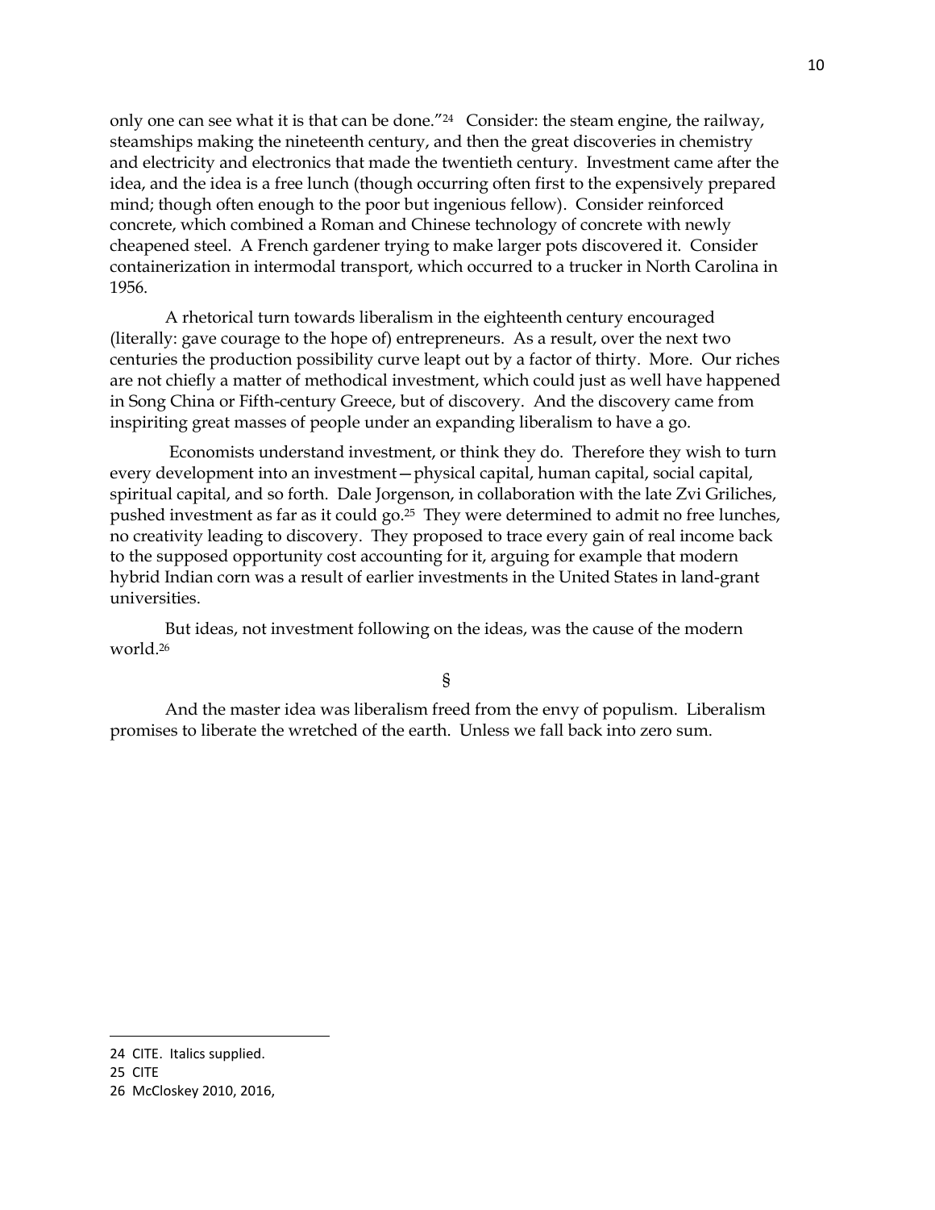only one can see what it is that can be done."[24] Consider: the steam engine, the railway, steamships making the nineteenth century, and then the great discoveries in chemistry and electricity and electronics that made the twentieth century. Investment came after the idea, and the idea is a free lunch (though occurring often first to the expensively prepared mind; though often enough to the poor but ingenious fellow). Consider reinforced concrete, which combined a Roman and Chinese technology of concrete with newly cheapened steel. A French gardener trying to make larger pots discovered it. Consider containerization in intermodal transport, which occurred to a trucker in North Carolina in 1956.

A rhetorical turn towards liberalism in the eighteenth century encouraged (literally: gave courage to the hope of) entrepreneurs. As a result, over the next two centuries the production possibility curve leapt out by a factor of thirty. More. Our riches are not chiefly a matter of methodical investment, which could just as well have happened in Song China or Fifth-century Greece, but of discovery. And the discovery came from inspiriting great masses of people under an expanding liberalism to have a go.

Economists understand investment, or think they do. Therefore they wish to turn every development into an investment—physical capital, human capital, social capital, spiritual capital, and so forth. Dale Jorgenson, in collaboration with the late Zvi Griliches, pushed investment as far as it could go.[25] They were determined to admit no free lunches, no creativity leading to discovery. They proposed to trace every gain of real income back to the supposed opportunity cost accounting for it, arguing for example that modern hybrid Indian corn was a result of earlier investments in the United States in land-grant universities.

But ideas, not investment following on the ideas, was the cause of the modern world.[26]

§

And the master idea was liberalism freed from the envy of populism. Liberalism promises to liberate the wretched of the earth. Unless we fall back into zero sum.

---

24 CITE. Italics supplied.

25 CITE

26 McCloskey 2010, 2016,